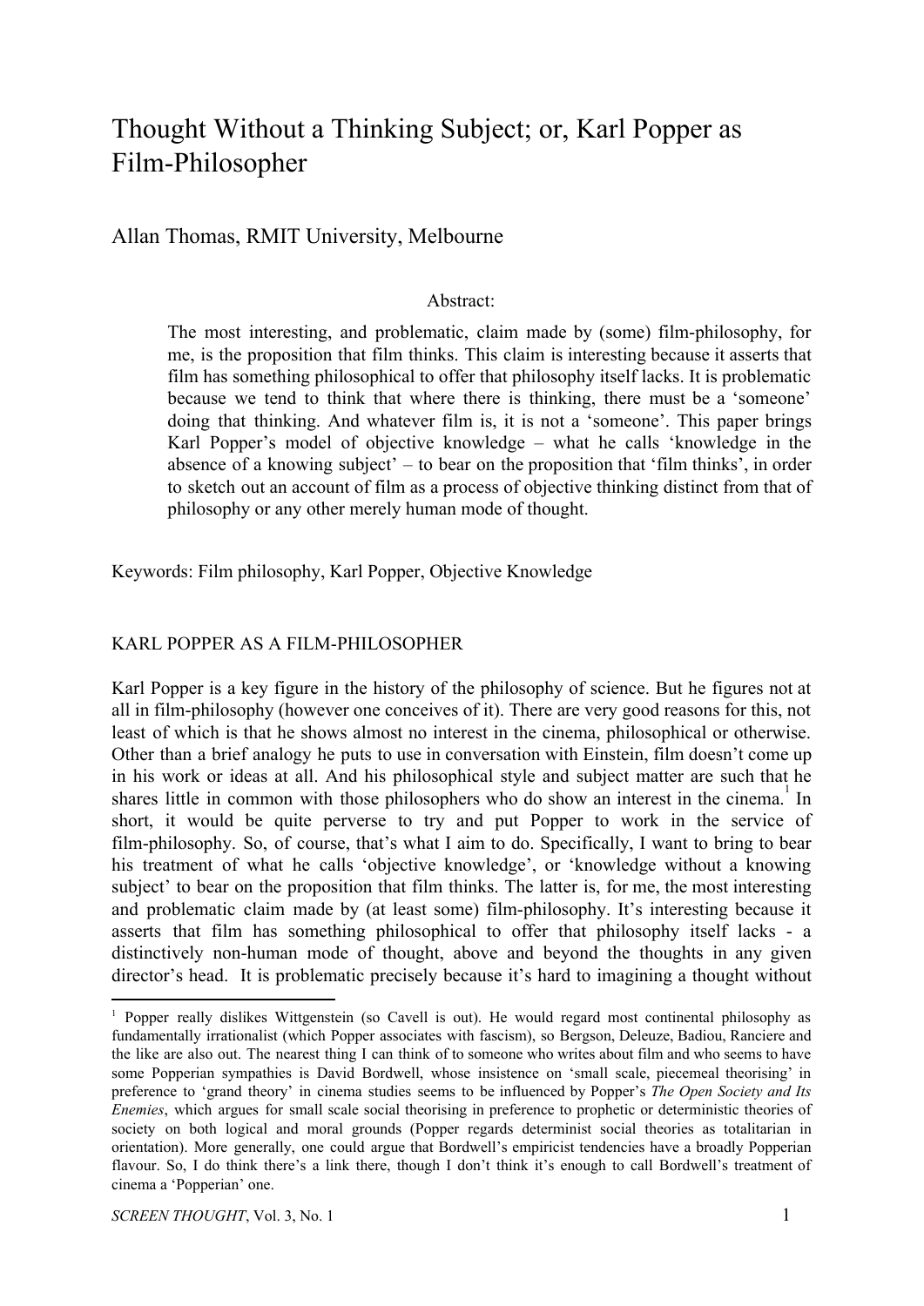# Thought Without a Thinking Subject; or, Karl Popper as Film-Philosopher

Allan Thomas, RMIT University, Melbourne

Abstract:

> The most interesting, and problematic, claim made by (some) film-philosophy, for me, is the proposition that film thinks. This claim is interesting because it asserts that film has something philosophical to offer that philosophy itself lacks. It is problematic because we tend to think that where there is thinking, there must be a 'someone' doing that thinking. And whatever film is, it is not a 'someone'. This paper brings Karl Popper's model of objective knowledge – what he calls 'knowledge in the absence of a knowing subject' – to bear on the proposition that 'film thinks', in order to sketch out an account of film as a process of objective thinking distinct from that of philosophy or any other merely human mode of thought.

Keywords: Film philosophy, Karl Popper, Objective Knowledge

## KARL POPPER AS A FILM-PHILOSOPHER

Karl Popper is a key figure in the history of the philosophy of science. But he figures not at all in film-philosophy (however one conceives of it). There are very good reasons for this, not least of which is that he shows almost no interest in the cinema, philosophical or otherwise. Other than a brief analogy he puts to use in conversation with Einstein, film doesn't come up in his work or ideas at all. And his philosophical style and subject matter are such that he shares little in common with those philosophers who do show an interest in the cinema.[1] In short, it would be quite perverse to try and put Popper to work in the service of film-philosophy. So, of course, that's what I aim to do. Specifically, I want to bring to bear his treatment of what he calls 'objective knowledge', or 'knowledge without a knowing subject' to bear on the proposition that film thinks. The latter is, for me, the most interesting and problematic claim made by (at least some) film-philosophy. It's interesting because it asserts that film has something philosophical to offer that philosophy itself lacks - a distinctively non-human mode of thought, above and beyond the thoughts in any given director's head. It is problematic precisely because it's hard to imagining a thought without

---

[1] Popper really dislikes Wittgenstein (so Cavell is out). He would regard most continental philosophy as fundamentally irrationalist (which Popper associates with fascism), so Bergson, Deleuze, Badiou, Ranciere and the like are also out. The nearest thing I can think of to someone who writes about film and who seems to have some Popperian sympathies is David Bordwell, whose insistence on 'small scale, piecemeal theorising' in preference to 'grand theory' in cinema studies seems to be influenced by Popper's *The Open Society and Its Enemies*, which argues for small scale social theorising in preference to prophetic or deterministic theories of society on both logical and moral grounds (Popper regards determinist social theories as totalitarian in orientation). More generally, one could argue that Bordwell's empiricist tendencies have a broadly Popperian flavour. So, I do think there's a link there, though I don't think it's enough to call Bordwell's treatment of cinema a 'Popperian' one.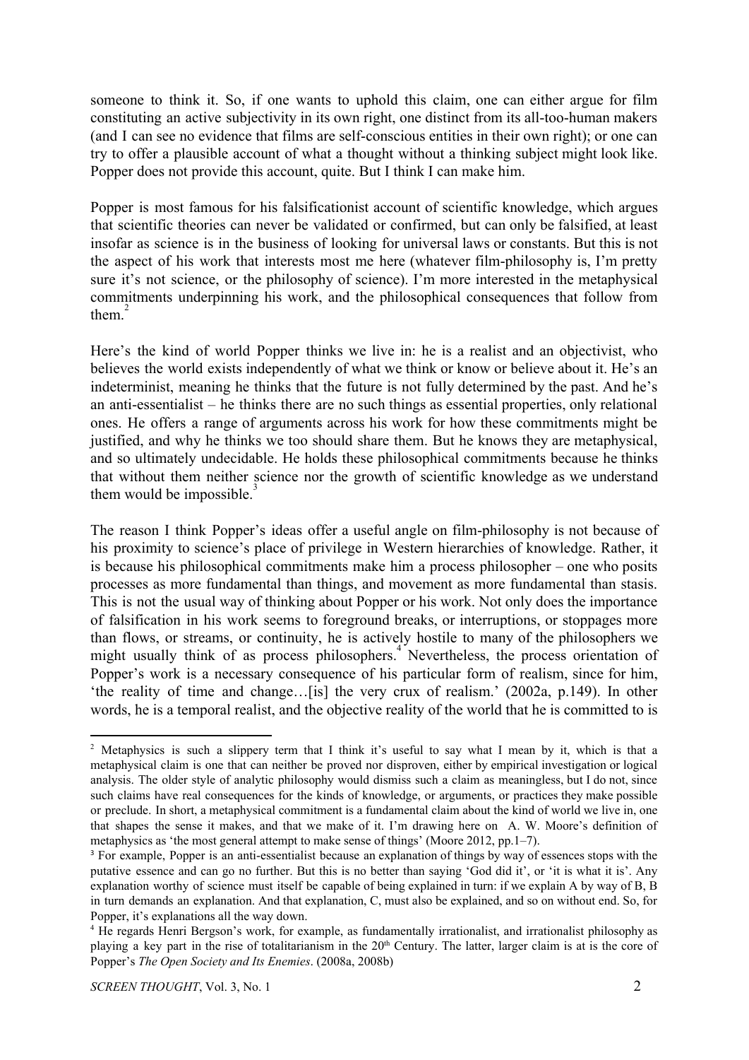someone to think it. So, if one wants to uphold this claim, one can either argue for film constituting an active subjectivity in its own right, one distinct from its all-too-human makers (and I can see no evidence that films are self-conscious entities in their own right); or one can try to offer a plausible account of what a thought without a thinking subject might look like. Popper does not provide this account, quite. But I think I can make him.

Popper is most famous for his falsificationist account of scientific knowledge, which argues that scientific theories can never be validated or confirmed, but can only be falsified, at least insofar as science is in the business of looking for universal laws or constants. But this is not the aspect of his work that interests most me here (whatever film-philosophy is, I'm pretty sure it's not science, or the philosophy of science). I'm more interested in the metaphysical commitments underpinning his work, and the philosophical consequences that follow from them.[2]

Here's the kind of world Popper thinks we live in: he is a realist and an objectivist, who believes the world exists independently of what we think or know or believe about it. He's an indeterminist, meaning he thinks that the future is not fully determined by the past. And he's an anti-essentialist – he thinks there are no such things as essential properties, only relational ones. He offers a range of arguments across his work for how these commitments might be justified, and why he thinks we too should share them. But he knows they are metaphysical, and so ultimately undecidable. He holds these philosophical commitments because he thinks that without them neither science nor the growth of scientific knowledge as we understand them would be impossible.[3]

The reason I think Popper's ideas offer a useful angle on film-philosophy is not because of his proximity to science's place of privilege in Western hierarchies of knowledge. Rather, it is because his philosophical commitments make him a process philosopher – one who posits processes as more fundamental than things, and movement as more fundamental than stasis. This is not the usual way of thinking about Popper or his work. Not only does the importance of falsification in his work seems to foreground breaks, or interruptions, or stoppages more than flows, or streams, or continuity, he is actively hostile to many of the philosophers we might usually think of as process philosophers.[4] Nevertheless, the process orientation of Popper's work is a necessary consequence of his particular form of realism, since for him, 'the reality of time and change…[is] the very crux of realism.' (2002a, p.149). In other words, he is a temporal realist, and the objective reality of the world that he is committed to is

[2] Metaphysics is such a slippery term that I think it's useful to say what I mean by it, which is that a metaphysical claim is one that can neither be proved nor disproven, either by empirical investigation or logical analysis. The older style of analytic philosophy would dismiss such a claim as meaningless, but I do not, since such claims have real consequences for the kinds of knowledge, or arguments, or practices they make possible or preclude. In short, a metaphysical commitment is a fundamental claim about the kind of world we live in, one that shapes the sense it makes, and that we make of it. I'm drawing here on A. W. Moore's definition of metaphysics as 'the most general attempt to make sense of things' (Moore 2012, pp.1–7).

[3] For example, Popper is an anti-essentialist because an explanation of things by way of essences stops with the putative essence and can go no further. But this is no better than saying 'God did it', or 'it is what it is'. Any explanation worthy of science must itself be capable of being explained in turn: if we explain A by way of B, B in turn demands an explanation. And that explanation, C, must also be explained, and so on without end. So, for Popper, it's explanations all the way down.

[4] He regards Henri Bergson's work, for example, as fundamentally irrationalist, and irrationalist philosophy as playing a key part in the rise of totalitarianism in the 20th Century. The latter, larger claim is at is the core of Popper's *The Open Society and Its Enemies*. (2008a, 2008b)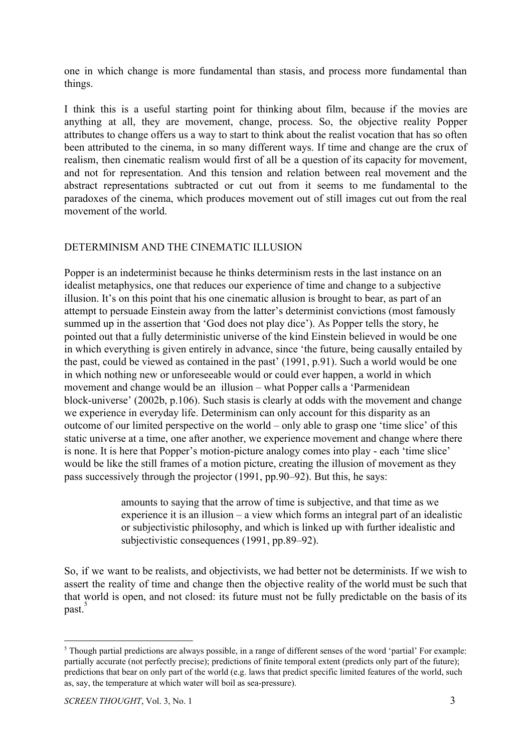one in which change is more fundamental than stasis, and process more fundamental than things.

I think this is a useful starting point for thinking about film, because if the movies are anything at all, they are movement, change, process. So, the objective reality Popper attributes to change offers us a way to start to think about the realist vocation that has so often been attributed to the cinema, in so many different ways. If time and change are the crux of realism, then cinematic realism would first of all be a question of its capacity for movement, and not for representation. And this tension and relation between real movement and the abstract representations subtracted or cut out from it seems to me fundamental to the paradoxes of the cinema, which produces movement out of still images cut out from the real movement of the world.

## DETERMINISM AND THE CINEMATIC ILLUSION

Popper is an indeterminist because he thinks determinism rests in the last instance on an idealist metaphysics, one that reduces our experience of time and change to a subjective illusion. It's on this point that his one cinematic allusion is brought to bear, as part of an attempt to persuade Einstein away from the latter's determinist convictions (most famously summed up in the assertion that 'God does not play dice'). As Popper tells the story, he pointed out that a fully deterministic universe of the kind Einstein believed in would be one in which everything is given entirely in advance, since 'the future, being causally entailed by the past, could be viewed as contained in the past' (1991, p.91). Such a world would be one in which nothing new or unforeseeable would or could ever happen, a world in which movement and change would be an illusion – what Popper calls a 'Parmenidean block-universe' (2002b, p.106). Such stasis is clearly at odds with the movement and change we experience in everyday life. Determinism can only account for this disparity as an outcome of our limited perspective on the world – only able to grasp one 'time slice' of this static universe at a time, one after another, we experience movement and change where there is none. It is here that Popper's motion-picture analogy comes into play - each 'time slice' would be like the still frames of a motion picture, creating the illusion of movement as they pass successively through the projector (1991, pp.90–92). But this, he says:

> amounts to saying that the arrow of time is subjective, and that time as we experience it is an illusion – a view which forms an integral part of an idealistic or subjectivistic philosophy, and which is linked up with further idealistic and subjectivistic consequences (1991, pp.89–92).

So, if we want to be realists, and objectivists, we had better not be determinists. If we wish to assert the reality of time and change then the objective reality of the world must be such that that world is open, and not closed: its future must not be fully predictable on the basis of its past.[5]

---

[5] Though partial predictions are always possible, in a range of different senses of the word 'partial' For example: partially accurate (not perfectly precise); predictions of finite temporal extent (predicts only part of the future); predictions that bear on only part of the world (e.g. laws that predict specific limited features of the world, such as, say, the temperature at which water will boil as sea-pressure).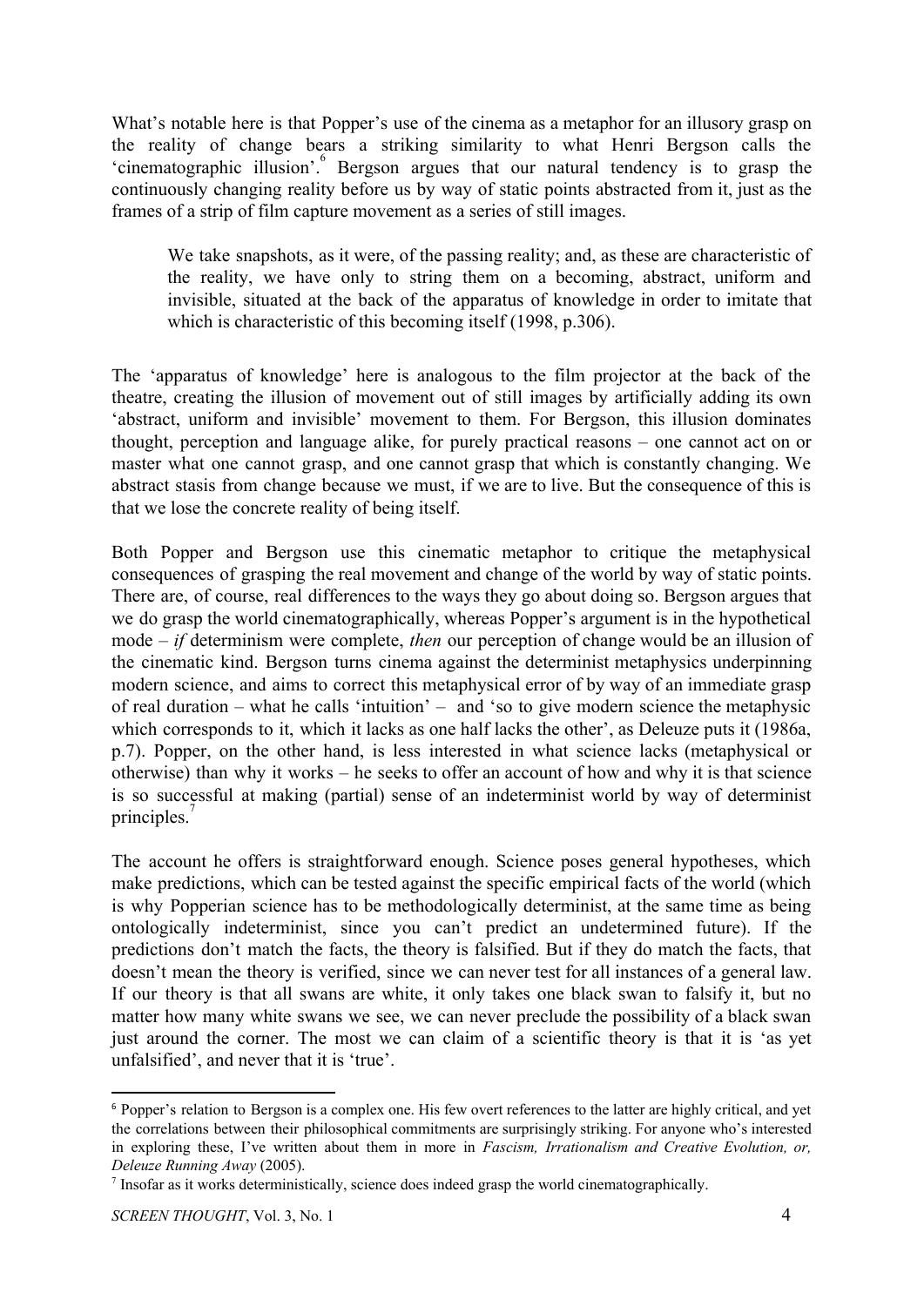What's notable here is that Popper's use of the cinema as a metaphor for an illusory grasp on the reality of change bears a striking similarity to what Henri Bergson calls the 'cinematographic illusion'.[6] Bergson argues that our natural tendency is to grasp the continuously changing reality before us by way of static points abstracted from it, just as the frames of a strip of film capture movement as a series of still images.

> We take snapshots, as it were, of the passing reality; and, as these are characteristic of the reality, we have only to string them on a becoming, abstract, uniform and invisible, situated at the back of the apparatus of knowledge in order to imitate that which is characteristic of this becoming itself (1998, p.306).

The 'apparatus of knowledge' here is analogous to the film projector at the back of the theatre, creating the illusion of movement out of still images by artificially adding its own 'abstract, uniform and invisible' movement to them. For Bergson, this illusion dominates thought, perception and language alike, for purely practical reasons – one cannot act on or master what one cannot grasp, and one cannot grasp that which is constantly changing. We abstract stasis from change because we must, if we are to live. But the consequence of this is that we lose the concrete reality of being itself.

Both Popper and Bergson use this cinematic metaphor to critique the metaphysical consequences of grasping the real movement and change of the world by way of static points. There are, of course, real differences to the ways they go about doing so. Bergson argues that we do grasp the world cinematographically, whereas Popper's argument is in the hypothetical mode – *if* determinism were complete, *then* our perception of change would be an illusion of the cinematic kind. Bergson turns cinema against the determinist metaphysics underpinning modern science, and aims to correct this metaphysical error of by way of an immediate grasp of real duration – what he calls 'intuition' – and 'so to give modern science the metaphysic which corresponds to it, which it lacks as one half lacks the other', as Deleuze puts it (1986a, p.7). Popper, on the other hand, is less interested in what science lacks (metaphysical or otherwise) than why it works – he seeks to offer an account of how and why it is that science is so successful at making (partial) sense of an indeterminist world by way of determinist principles.[7]

The account he offers is straightforward enough. Science poses general hypotheses, which make predictions, which can be tested against the specific empirical facts of the world (which is why Popperian science has to be methodologically determinist, at the same time as being ontologically indeterminist, since you can't predict an undetermined future). If the predictions don't match the facts, the theory is falsified. But if they do match the facts, that doesn't mean the theory is verified, since we can never test for all instances of a general law. If our theory is that all swans are white, it only takes one black swan to falsify it, but no matter how many white swans we see, we can never preclude the possibility of a black swan just around the corner. The most we can claim of a scientific theory is that it is 'as yet unfalsified', and never that it is 'true'.

---

[6] Popper's relation to Bergson is a complex one. His few overt references to the latter are highly critical, and yet the correlations between their philosophical commitments are surprisingly striking. For anyone who's interested in exploring these, I've written about them in more in *Fascism, Irrationalism and Creative Evolution, or, Deleuze Running Away* (2005).

[7] Insofar as it works deterministically, science does indeed grasp the world cinematographically.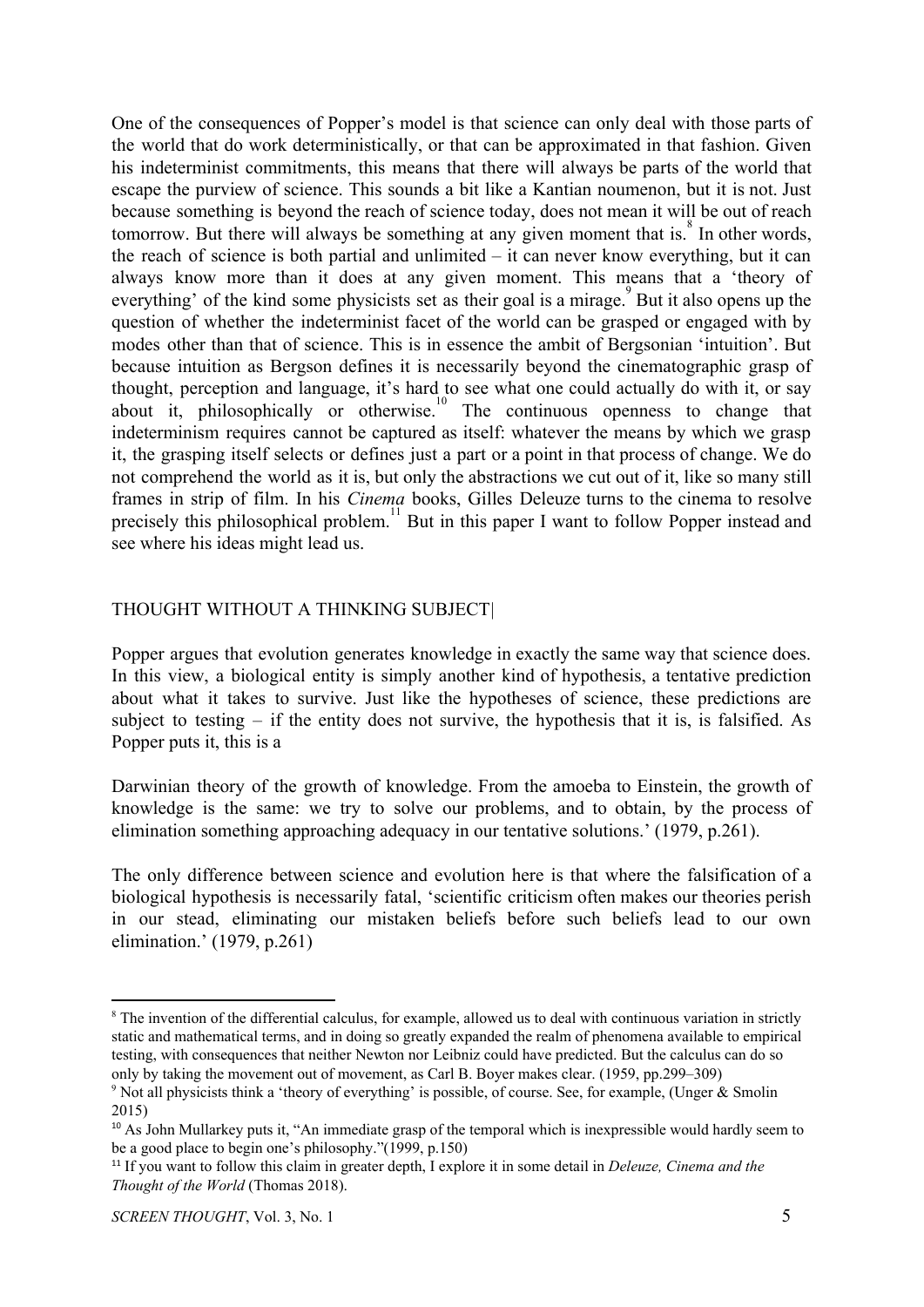One of the consequences of Popper's model is that science can only deal with those parts of the world that do work deterministically, or that can be approximated in that fashion. Given his indeterminist commitments, this means that there will always be parts of the world that escape the purview of science. This sounds a bit like a Kantian noumenon, but it is not. Just because something is beyond the reach of science today, does not mean it will be out of reach tomorrow. But there will always be something at any given moment that is.[8] In other words, the reach of science is both partial and unlimited – it can never know everything, but it can always know more than it does at any given moment. This means that a 'theory of everything' of the kind some physicists set as their goal is a mirage.[9] But it also opens up the question of whether the indeterminist facet of the world can be grasped or engaged with by modes other than that of science. This is in essence the ambit of Bergsonian 'intuition'. But because intuition as Bergson defines it is necessarily beyond the cinematographic grasp of thought, perception and language, it's hard to see what one could actually do with it, or say about it, philosophically or otherwise.[10] The continuous openness to change that indeterminism requires cannot be captured as itself: whatever the means by which we grasp it, the grasping itself selects or defines just a part or a point in that process of change. We do not comprehend the world as it is, but only the abstractions we cut out of it, like so many still frames in strip of film. In his *Cinema* books, Gilles Deleuze turns to the cinema to resolve precisely this philosophical problem.[11] But in this paper I want to follow Popper instead and see where his ideas might lead us.

## THOUGHT WITHOUT A THINKING SUBJECT|

Popper argues that evolution generates knowledge in exactly the same way that science does. In this view, a biological entity is simply another kind of hypothesis, a tentative prediction about what it takes to survive. Just like the hypotheses of science, these predictions are subject to testing – if the entity does not survive, the hypothesis that it is, is falsified. As Popper puts it, this is a

Darwinian theory of the growth of knowledge. From the amoeba to Einstein, the growth of knowledge is the same: we try to solve our problems, and to obtain, by the process of elimination something approaching adequacy in our tentative solutions.' (1979, p.261).

The only difference between science and evolution here is that where the falsification of a biological hypothesis is necessarily fatal, 'scientific criticism often makes our theories perish in our stead, eliminating our mistaken beliefs before such beliefs lead to our own elimination.' (1979, p.261)

---

[8] The invention of the differential calculus, for example, allowed us to deal with continuous variation in strictly static and mathematical terms, and in doing so greatly expanded the realm of phenomena available to empirical testing, with consequences that neither Newton nor Leibniz could have predicted. But the calculus can do so only by taking the movement out of movement, as Carl B. Boyer makes clear. (1959, pp.299–309)

[9] Not all physicists think a 'theory of everything' is possible, of course. See, for example, (Unger & Smolin 2015)

[10] As John Mullarkey puts it, "An immediate grasp of the temporal which is inexpressible would hardly seem to be a good place to begin one's philosophy."(1999, p.150)

[11] If you want to follow this claim in greater depth, I explore it in some detail in *Deleuze, Cinema and the Thought of the World* (Thomas 2018).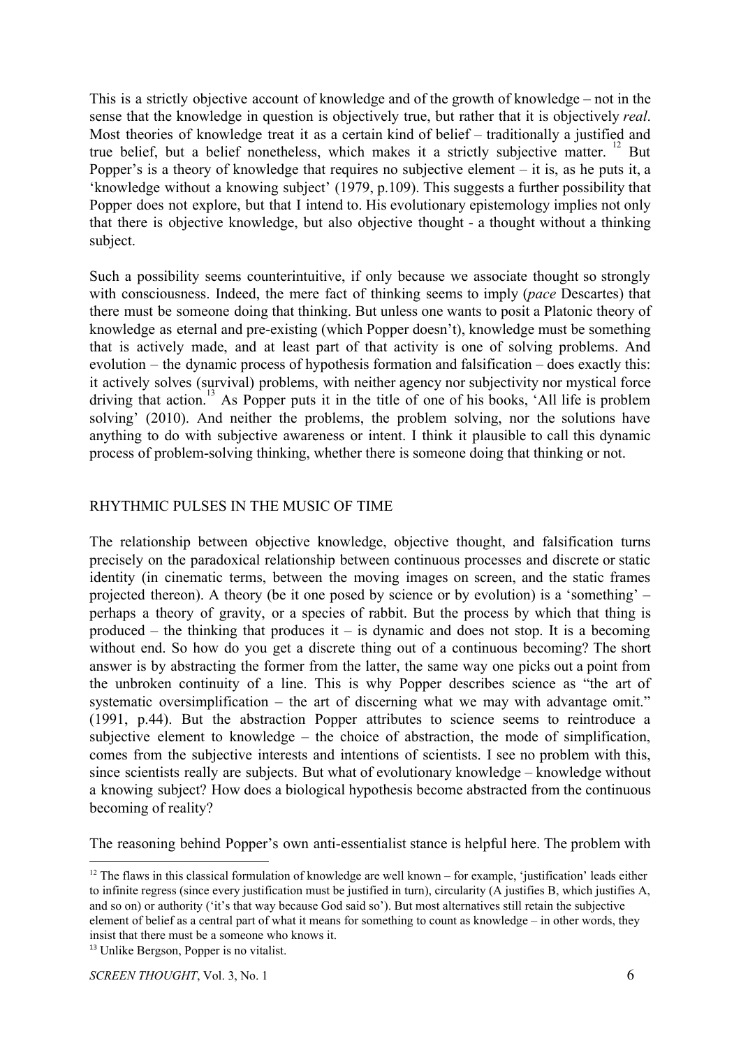This is a strictly objective account of knowledge and of the growth of knowledge – not in the sense that the knowledge in question is objectively true, but rather that it is objectively *real*. Most theories of knowledge treat it as a certain kind of belief – traditionally a justified and true belief, but a belief nonetheless, which makes it a strictly subjective matter. [12] But Popper's is a theory of knowledge that requires no subjective element – it is, as he puts it, a 'knowledge without a knowing subject' (1979, p.109). This suggests a further possibility that Popper does not explore, but that I intend to. His evolutionary epistemology implies not only that there is objective knowledge, but also objective thought - a thought without a thinking subject.

Such a possibility seems counterintuitive, if only because we associate thought so strongly with consciousness. Indeed, the mere fact of thinking seems to imply (*pace* Descartes) that there must be someone doing that thinking. But unless one wants to posit a Platonic theory of knowledge as eternal and pre-existing (which Popper doesn't), knowledge must be something that is actively made, and at least part of that activity is one of solving problems. And evolution – the dynamic process of hypothesis formation and falsification – does exactly this: it actively solves (survival) problems, with neither agency nor subjectivity nor mystical force driving that action. [13] As Popper puts it in the title of one of his books, 'All life is problem solving' (2010). And neither the problems, the problem solving, nor the solutions have anything to do with subjective awareness or intent. I think it plausible to call this dynamic process of problem-solving thinking, whether there is someone doing that thinking or not.

## RHYTHMIC PULSES IN THE MUSIC OF TIME

The relationship between objective knowledge, objective thought, and falsification turns precisely on the paradoxical relationship between continuous processes and discrete or static identity (in cinematic terms, between the moving images on screen, and the static frames projected thereon). A theory (be it one posed by science or by evolution) is a 'something' – perhaps a theory of gravity, or a species of rabbit. But the process by which that thing is produced – the thinking that produces it – is dynamic and does not stop. It is a becoming without end. So how do you get a discrete thing out of a continuous becoming? The short answer is by abstracting the former from the latter, the same way one picks out a point from the unbroken continuity of a line. This is why Popper describes science as "the art of systematic oversimplification – the art of discerning what we may with advantage omit." (1991, p.44). But the abstraction Popper attributes to science seems to reintroduce a subjective element to knowledge – the choice of abstraction, the mode of simplification, comes from the subjective interests and intentions of scientists. I see no problem with this, since scientists really are subjects. But what of evolutionary knowledge – knowledge without a knowing subject? How does a biological hypothesis become abstracted from the continuous becoming of reality?

The reasoning behind Popper's own anti-essentialist stance is helpful here. The problem with

[12] The flaws in this classical formulation of knowledge are well known – for example, 'justification' leads either to infinite regress (since every justification must be justified in turn), circularity (A justifies B, which justifies A, and so on) or authority ('it's that way because God said so'). But most alternatives still retain the subjective element of belief as a central part of what it means for something to count as knowledge – in other words, they insist that there must be a someone who knows it.

[13] Unlike Bergson, Popper is no vitalist.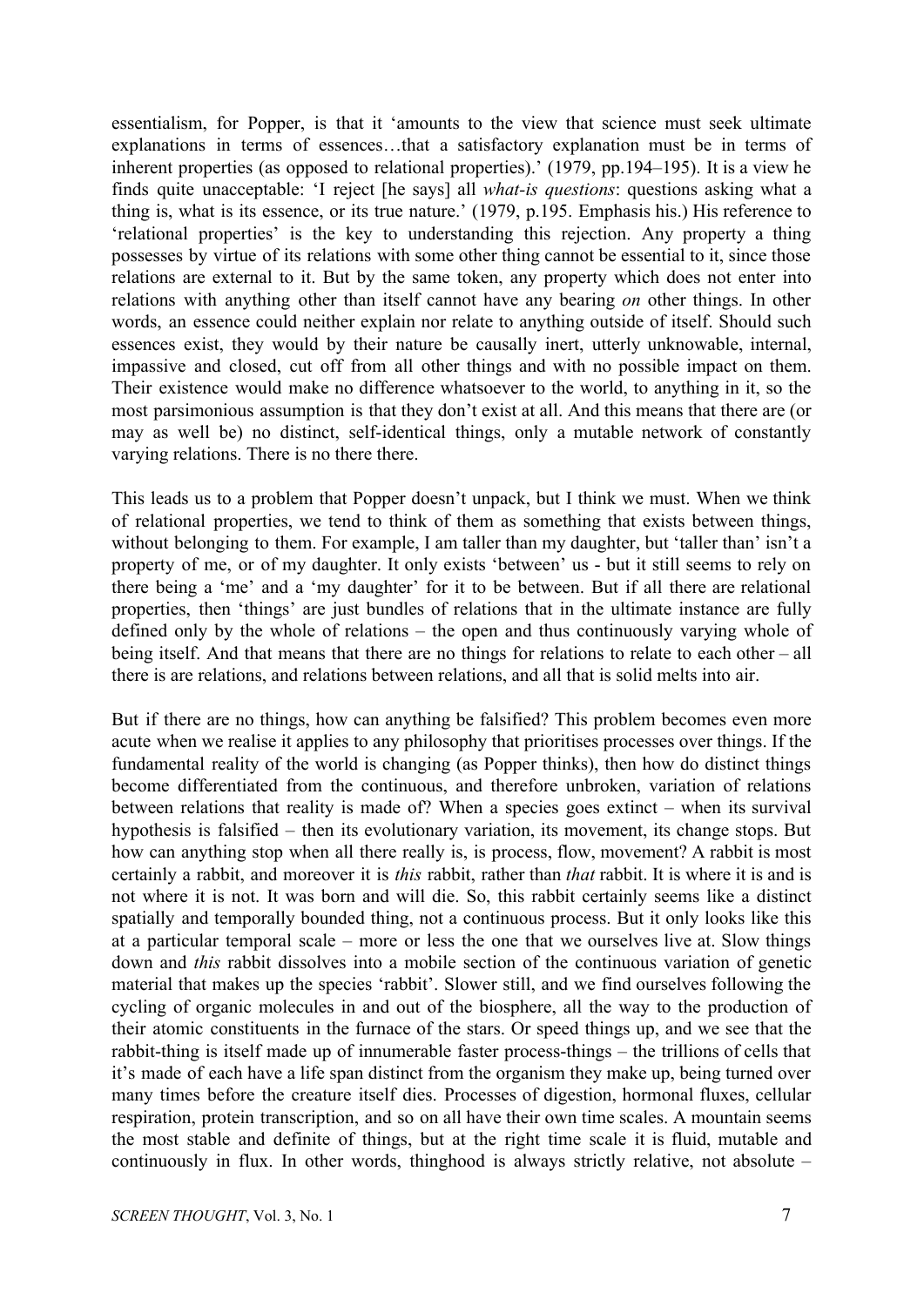essentialism, for Popper, is that it 'amounts to the view that science must seek ultimate explanations in terms of essences…that a satisfactory explanation must be in terms of inherent properties (as opposed to relational properties).' (1979, pp.194–195). It is a view he finds quite unacceptable: 'I reject [he says] all *what-is questions*: questions asking what a thing is, what is its essence, or its true nature.' (1979, p.195. Emphasis his.) His reference to 'relational properties' is the key to understanding this rejection. Any property a thing possesses by virtue of its relations with some other thing cannot be essential to it, since those relations are external to it. But by the same token, any property which does not enter into relations with anything other than itself cannot have any bearing *on* other things. In other words, an essence could neither explain nor relate to anything outside of itself. Should such essences exist, they would by their nature be causally inert, utterly unknowable, internal, impassive and closed, cut off from all other things and with no possible impact on them. Their existence would make no difference whatsoever to the world, to anything in it, so the most parsimonious assumption is that they don't exist at all. And this means that there are (or may as well be) no distinct, self-identical things, only a mutable network of constantly varying relations. There is no there there.

This leads us to a problem that Popper doesn't unpack, but I think we must. When we think of relational properties, we tend to think of them as something that exists between things, without belonging to them. For example, I am taller than my daughter, but 'taller than' isn't a property of me, or of my daughter. It only exists 'between' us - but it still seems to rely on there being a 'me' and a 'my daughter' for it to be between. But if all there are relational properties, then 'things' are just bundles of relations that in the ultimate instance are fully defined only by the whole of relations – the open and thus continuously varying whole of being itself. And that means that there are no things for relations to relate to each other – all there is are relations, and relations between relations, and all that is solid melts into air.

But if there are no things, how can anything be falsified? This problem becomes even more acute when we realise it applies to any philosophy that prioritises processes over things. If the fundamental reality of the world is changing (as Popper thinks), then how do distinct things become differentiated from the continuous, and therefore unbroken, variation of relations between relations that reality is made of? When a species goes extinct – when its survival hypothesis is falsified – then its evolutionary variation, its movement, its change stops. But how can anything stop when all there really is, is process, flow, movement? A rabbit is most certainly a rabbit, and moreover it is *this* rabbit, rather than *that* rabbit. It is where it is and is not where it is not. It was born and will die. So, this rabbit certainly seems like a distinct spatially and temporally bounded thing, not a continuous process. But it only looks like this at a particular temporal scale – more or less the one that we ourselves live at. Slow things down and *this* rabbit dissolves into a mobile section of the continuous variation of genetic material that makes up the species 'rabbit'. Slower still, and we find ourselves following the cycling of organic molecules in and out of the biosphere, all the way to the production of their atomic constituents in the furnace of the stars. Or speed things up, and we see that the rabbit-thing is itself made up of innumerable faster process-things – the trillions of cells that it's made of each have a life span distinct from the organism they make up, being turned over many times before the creature itself dies. Processes of digestion, hormonal fluxes, cellular respiration, protein transcription, and so on all have their own time scales. A mountain seems the most stable and definite of things, but at the right time scale it is fluid, mutable and continuously in flux. In other words, thinghood is always strictly relative, not absolute –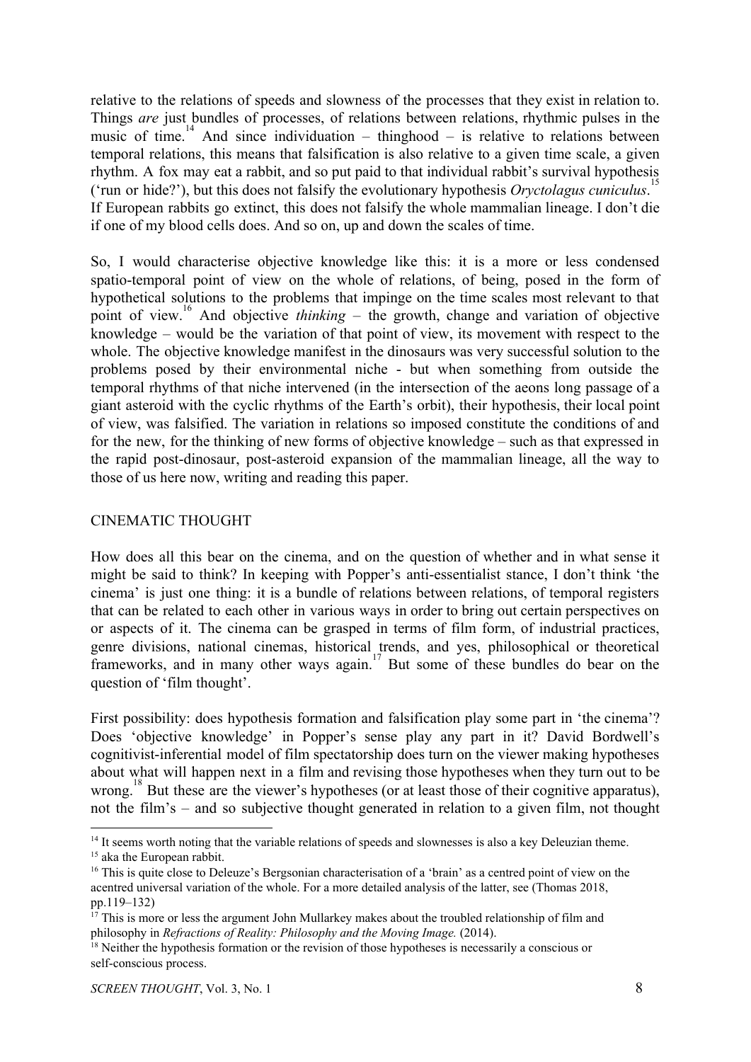relative to the relations of speeds and slowness of the processes that they exist in relation to. Things *are* just bundles of processes, of relations between relations, rhythmic pulses in the music of time.[14] And since individuation – thinghood – is relative to relations between temporal relations, this means that falsification is also relative to a given time scale, a given rhythm. A fox may eat a rabbit, and so put paid to that individual rabbit's survival hypothesis ('run or hide?'), but this does not falsify the evolutionary hypothesis *Oryctolagus cuniculus*.[15] If European rabbits go extinct, this does not falsify the whole mammalian lineage. I don't die if one of my blood cells does. And so on, up and down the scales of time.

So, I would characterise objective knowledge like this: it is a more or less condensed spatio-temporal point of view on the whole of relations, of being, posed in the form of hypothetical solutions to the problems that impinge on the time scales most relevant to that point of view.[16] And objective *thinking* – the growth, change and variation of objective knowledge – would be the variation of that point of view, its movement with respect to the whole. The objective knowledge manifest in the dinosaurs was very successful solution to the problems posed by their environmental niche - but when something from outside the temporal rhythms of that niche intervened (in the intersection of the aeons long passage of a giant asteroid with the cyclic rhythms of the Earth's orbit), their hypothesis, their local point of view, was falsified. The variation in relations so imposed constitute the conditions of and for the new, for the thinking of new forms of objective knowledge – such as that expressed in the rapid post-dinosaur, post-asteroid expansion of the mammalian lineage, all the way to those of us here now, writing and reading this paper.

## CINEMATIC THOUGHT

How does all this bear on the cinema, and on the question of whether and in what sense it might be said to think? In keeping with Popper's anti-essentialist stance, I don't think 'the cinema' is just one thing: it is a bundle of relations between relations, of temporal registers that can be related to each other in various ways in order to bring out certain perspectives on or aspects of it. The cinema can be grasped in terms of film form, of industrial practices, genre divisions, national cinemas, historical trends, and yes, philosophical or theoretical frameworks, and in many other ways again.[17] But some of these bundles do bear on the question of 'film thought'.

First possibility: does hypothesis formation and falsification play some part in 'the cinema'? Does 'objective knowledge' in Popper's sense play any part in it? David Bordwell's cognitivist-inferential model of film spectatorship does turn on the viewer making hypotheses about what will happen next in a film and revising those hypotheses when they turn out to be wrong.[18] But these are the viewer's hypotheses (or at least those of their cognitive apparatus), not the film's – and so subjective thought generated in relation to a given film, not thought

---

[14] It seems worth noting that the variable relations of speeds and slownesses is also a key Deleuzian theme.

[15] aka the European rabbit.

[16] This is quite close to Deleuze's Bergsonian characterisation of a 'brain' as a centred point of view on the acentred universal variation of the whole. For a more detailed analysis of the latter, see (Thomas 2018, pp.119–132)

[17] This is more or less the argument John Mullarkey makes about the troubled relationship of film and philosophy in *Refractions of Reality: Philosophy and the Moving Image.* (2014).

[18] Neither the hypothesis formation or the revision of those hypotheses is necessarily a conscious or self-conscious process.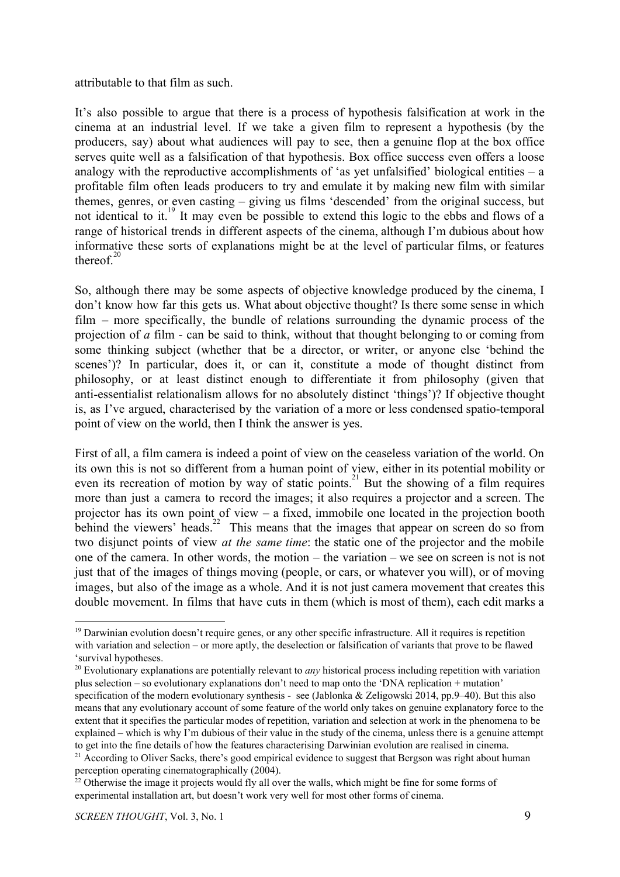attributable to that film as such.

It's also possible to argue that there is a process of hypothesis falsification at work in the cinema at an industrial level. If we take a given film to represent a hypothesis (by the producers, say) about what audiences will pay to see, then a genuine flop at the box office serves quite well as a falsification of that hypothesis. Box office success even offers a loose analogy with the reproductive accomplishments of 'as yet unfalsified' biological entities – a profitable film often leads producers to try and emulate it by making new film with similar themes, genres, or even casting – giving us films 'descended' from the original success, but not identical to it.[19] It may even be possible to extend this logic to the ebbs and flows of a range of historical trends in different aspects of the cinema, although I'm dubious about how informative these sorts of explanations might be at the level of particular films, or features thereof.[20]

So, although there may be some aspects of objective knowledge produced by the cinema, I don't know how far this gets us. What about objective thought? Is there some sense in which film – more specifically, the bundle of relations surrounding the dynamic process of the projection of *a* film - can be said to think, without that thought belonging to or coming from some thinking subject (whether that be a director, or writer, or anyone else 'behind the scenes')? In particular, does it, or can it, constitute a mode of thought distinct from philosophy, or at least distinct enough to differentiate it from philosophy (given that anti-essentialist relationalism allows for no absolutely distinct 'things')? If objective thought is, as I've argued, characterised by the variation of a more or less condensed spatio-temporal point of view on the world, then I think the answer is yes.

First of all, a film camera is indeed a point of view on the ceaseless variation of the world. On its own this is not so different from a human point of view, either in its potential mobility or even its recreation of motion by way of static points.[21] But the showing of a film requires more than just a camera to record the images; it also requires a projector and a screen. The projector has its own point of view – a fixed, immobile one located in the projection booth behind the viewers' heads.[22] This means that the images that appear on screen do so from two disjunct points of view *at the same time*: the static one of the projector and the mobile one of the camera. In other words, the motion – the variation – we see on screen is not is not just that of the images of things moving (people, or cars, or whatever you will), or of moving images, but also of the image as a whole. And it is not just camera movement that creates this double movement. In films that have cuts in them (which is most of them), each edit marks a

---

[19] Darwinian evolution doesn't require genes, or any other specific infrastructure. All it requires is repetition with variation and selection – or more aptly, the deselection or falsification of variants that prove to be flawed 'survival hypotheses.

[20] Evolutionary explanations are potentially relevant to *any* historical process including repetition with variation plus selection – so evolutionary explanations don't need to map onto the 'DNA replication + mutation' specification of the modern evolutionary synthesis - see (Jablonka & Zeligowski 2014, pp.9–40). But this also means that any evolutionary account of some feature of the world only takes on genuine explanatory force to the extent that it specifies the particular modes of repetition, variation and selection at work in the phenomena to be explained – which is why I'm dubious of their value in the study of the cinema, unless there is a genuine attempt to get into the fine details of how the features characterising Darwinian evolution are realised in cinema.

[21] According to Oliver Sacks, there's good empirical evidence to suggest that Bergson was right about human perception operating cinematographically (2004).

[22] Otherwise the image it projects would fly all over the walls, which might be fine for some forms of experimental installation art, but doesn't work very well for most other forms of cinema.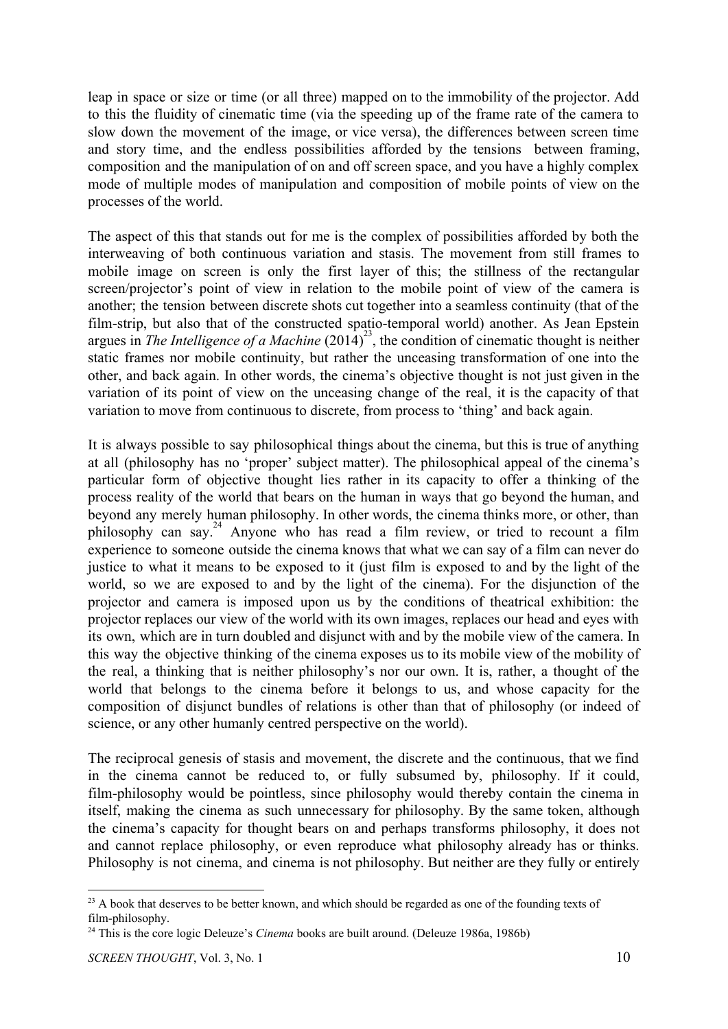leap in space or size or time (or all three) mapped on to the immobility of the projector. Add to this the fluidity of cinematic time (via the speeding up of the frame rate of the camera to slow down the movement of the image, or vice versa), the differences between screen time and story time, and the endless possibilities afforded by the tensions between framing, composition and the manipulation of on and off screen space, and you have a highly complex mode of multiple modes of manipulation and composition of mobile points of view on the processes of the world.

The aspect of this that stands out for me is the complex of possibilities afforded by both the interweaving of both continuous variation and stasis. The movement from still frames to mobile image on screen is only the first layer of this; the stillness of the rectangular screen/projector's point of view in relation to the mobile point of view of the camera is another; the tension between discrete shots cut together into a seamless continuity (that of the film-strip, but also that of the constructed spatio-temporal world) another. As Jean Epstein argues in *The Intelligence of a Machine* (2014)[23], the condition of cinematic thought is neither static frames nor mobile continuity, but rather the unceasing transformation of one into the other, and back again. In other words, the cinema's objective thought is not just given in the variation of its point of view on the unceasing change of the real, it is the capacity of that variation to move from continuous to discrete, from process to 'thing' and back again.

It is always possible to say philosophical things about the cinema, but this is true of anything at all (philosophy has no 'proper' subject matter). The philosophical appeal of the cinema's particular form of objective thought lies rather in its capacity to offer a thinking of the process reality of the world that bears on the human in ways that go beyond the human, and beyond any merely human philosophy. In other words, the cinema thinks more, or other, than philosophy can say.[24] Anyone who has read a film review, or tried to recount a film experience to someone outside the cinema knows that what we can say of a film can never do justice to what it means to be exposed to it (just film is exposed to and by the light of the world, so we are exposed to and by the light of the cinema). For the disjunction of the projector and camera is imposed upon us by the conditions of theatrical exhibition: the projector replaces our view of the world with its own images, replaces our head and eyes with its own, which are in turn doubled and disjunct with and by the mobile view of the camera. In this way the objective thinking of the cinema exposes us to its mobile view of the mobility of the real, a thinking that is neither philosophy's nor our own. It is, rather, a thought of the world that belongs to the cinema before it belongs to us, and whose capacity for the composition of disjunct bundles of relations is other than that of philosophy (or indeed of science, or any other humanly centred perspective on the world).

The reciprocal genesis of stasis and movement, the discrete and the continuous, that we find in the cinema cannot be reduced to, or fully subsumed by, philosophy. If it could, film-philosophy would be pointless, since philosophy would thereby contain the cinema in itself, making the cinema as such unnecessary for philosophy. By the same token, although the cinema's capacity for thought bears on and perhaps transforms philosophy, it does not and cannot replace philosophy, or even reproduce what philosophy already has or thinks. Philosophy is not cinema, and cinema is not philosophy. But neither are they fully or entirely

---

[23] A book that deserves to be better known, and which should be regarded as one of the founding texts of film-philosophy.

[24] This is the core logic Deleuze's *Cinema* books are built around. (Deleuze 1986a, 1986b)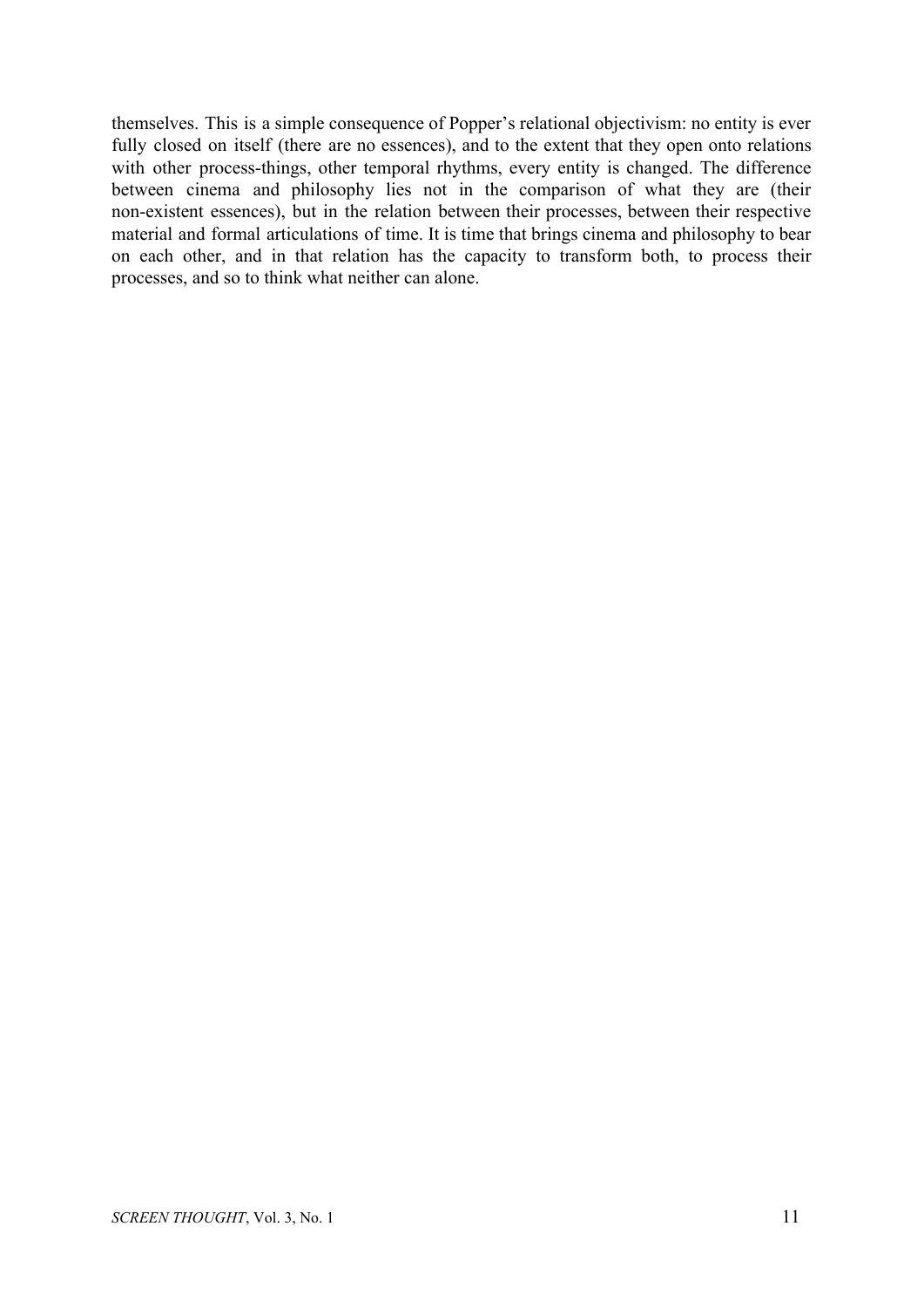themselves. This is a simple consequence of Popper's relational objectivism: no entity is ever fully closed on itself (there are no essences), and to the extent that they open onto relations with other process-things, other temporal rhythms, every entity is changed. The difference between cinema and philosophy lies not in the comparison of what they are (their non-existent essences), but in the relation between their processes, between their respective material and formal articulations of time. It is time that brings cinema and philosophy to bear on each other, and in that relation has the capacity to transform both, to process their processes, and so to think what neither can alone.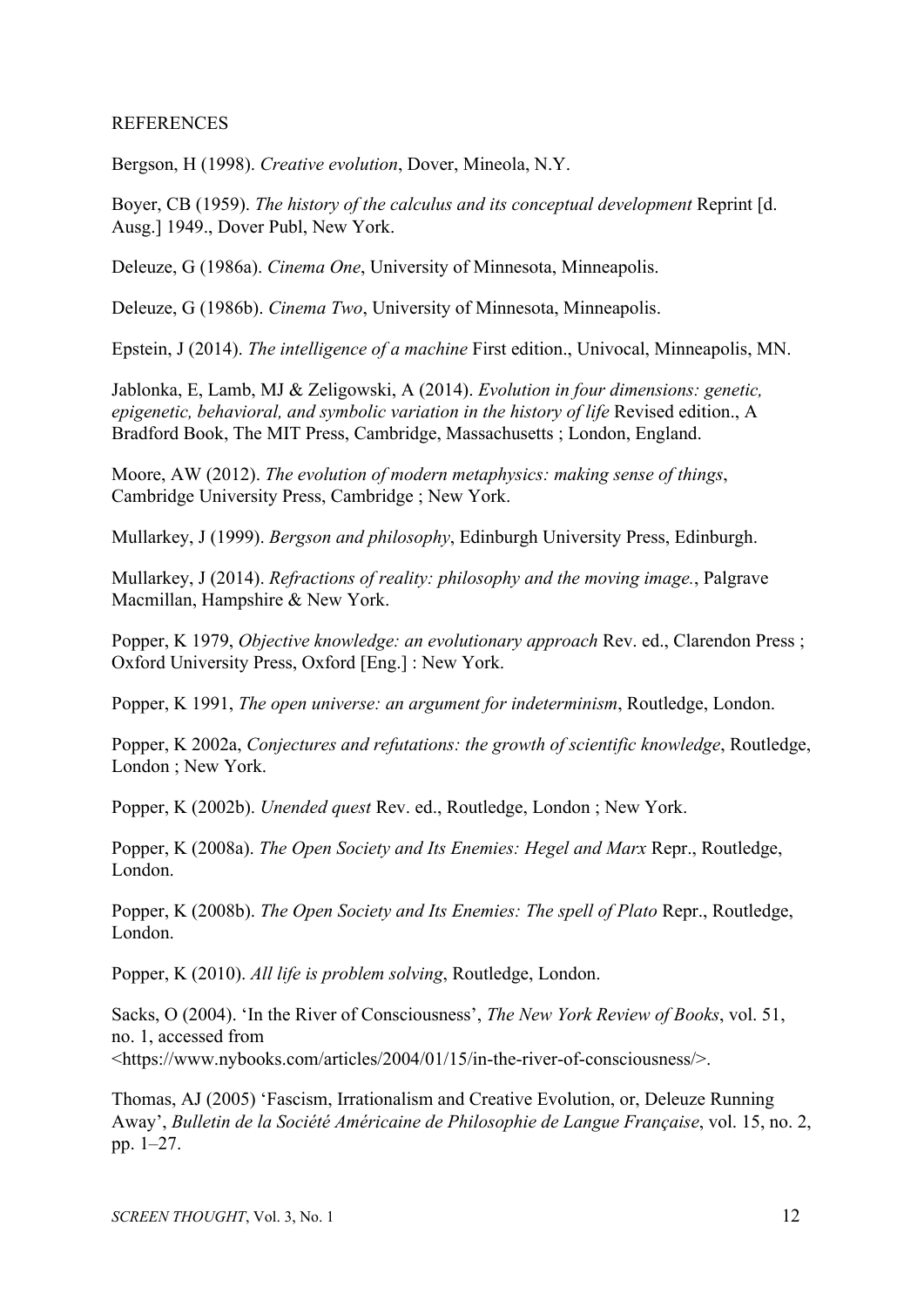REFERENCES

Bergson, H (1998). *Creative evolution*, Dover, Mineola, N.Y.

Boyer, CB (1959). *The history of the calculus and its conceptual development* Reprint [d. Ausg.] 1949., Dover Publ, New York.

Deleuze, G (1986a). *Cinema One*, University of Minnesota, Minneapolis.

Deleuze, G (1986b). *Cinema Two*, University of Minnesota, Minneapolis.

Epstein, J (2014). *The intelligence of a machine* First edition., Univocal, Minneapolis, MN.

Jablonka, E, Lamb, MJ & Zeligowski, A (2014). *Evolution in four dimensions: genetic, epigenetic, behavioral, and symbolic variation in the history of life* Revised edition., A Bradford Book, The MIT Press, Cambridge, Massachusetts ; London, England.

Moore, AW (2012). *The evolution of modern metaphysics: making sense of things*, Cambridge University Press, Cambridge ; New York.

Mullarkey, J (1999). *Bergson and philosophy*, Edinburgh University Press, Edinburgh.

Mullarkey, J (2014). *Refractions of reality: philosophy and the moving image.*, Palgrave Macmillan, Hampshire & New York.

Popper, K 1979, *Objective knowledge: an evolutionary approach* Rev. ed., Clarendon Press ; Oxford University Press, Oxford [Eng.] : New York.

Popper, K 1991, *The open universe: an argument for indeterminism*, Routledge, London.

Popper, K 2002a, *Conjectures and refutations: the growth of scientific knowledge*, Routledge, London ; New York.

Popper, K (2002b). *Unended quest* Rev. ed., Routledge, London ; New York.

Popper, K (2008a). *The Open Society and Its Enemies: Hegel and Marx* Repr., Routledge, London.

Popper, K (2008b). *The Open Society and Its Enemies: The spell of Plato* Repr., Routledge, London.

Popper, K (2010). *All life is problem solving*, Routledge, London.

Sacks, O (2004). 'In the River of Consciousness', *The New York Review of Books*, vol. 51, no. 1, accessed from <https://www.nybooks.com/articles/2004/01/15/in-the-river-of-consciousness/>.

Thomas, AJ (2005) 'Fascism, Irrationalism and Creative Evolution, or, Deleuze Running Away', *Bulletin de la Société Américaine de Philosophie de Langue Française*, vol. 15, no. 2, pp. 1–27.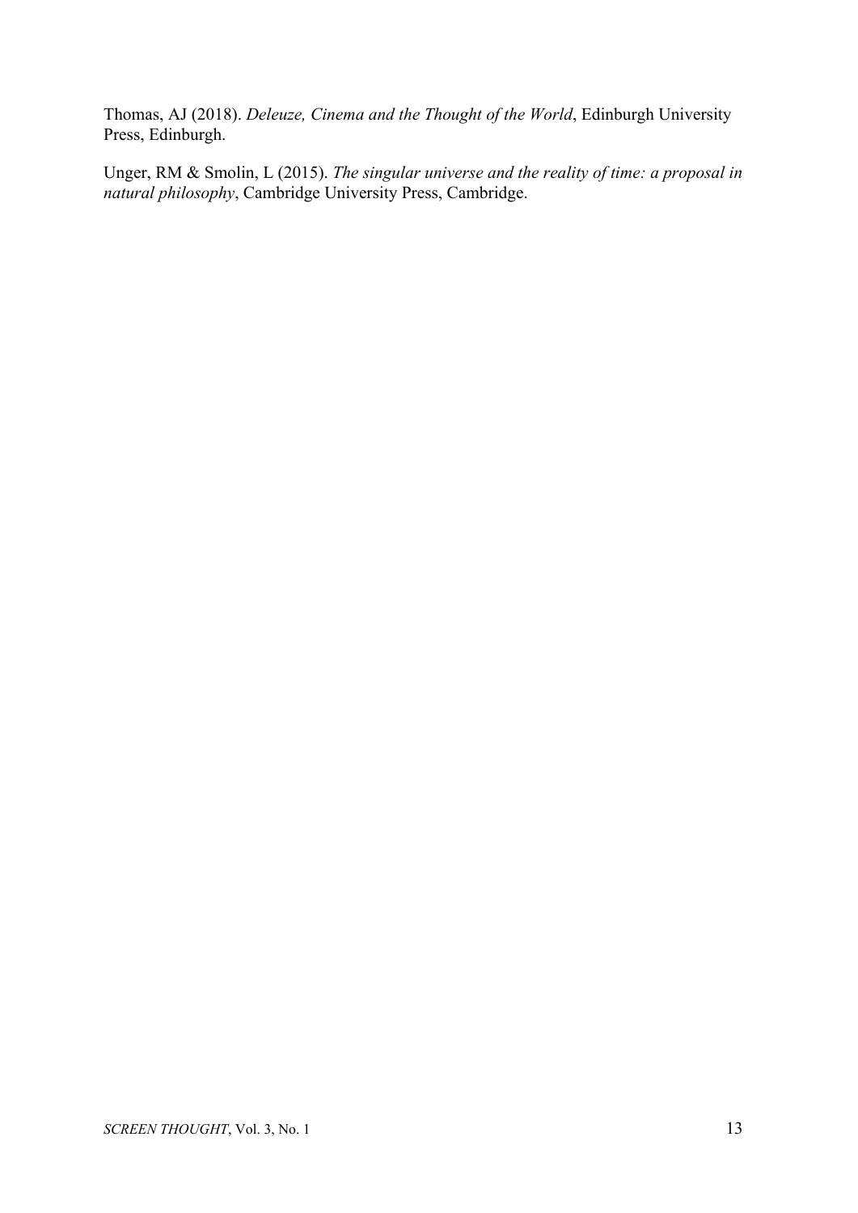Thomas, AJ (2018). *Deleuze, Cinema and the Thought of the World*, Edinburgh University Press, Edinburgh.

Unger, RM & Smolin, L (2015). *The singular universe and the reality of time: a proposal in natural philosophy*, Cambridge University Press, Cambridge.